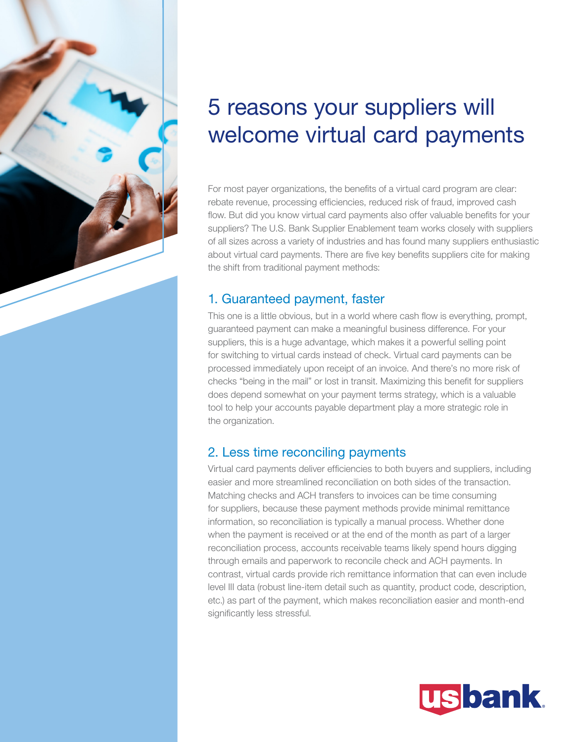# 5 reasons your suppliers will welcome virtual card payments

For most payer organizations, the benefits of a virtual card program are clear: rebate revenue, processing efficiencies, reduced risk of fraud, improved cash flow. But did you know virtual card payments also offer valuable benefits for your suppliers? The U.S. Bank Supplier Enablement team works closely with suppliers of all sizes across a variety of industries and has found many suppliers enthusiastic about virtual card payments. There are five key benefits suppliers cite for making the shift from traditional payment methods:

## 1. Guaranteed payment, faster

This one is a little obvious, but in a world where cash flow is everything, prompt, guaranteed payment can make a meaningful business difference. For your suppliers, this is a huge advantage, which makes it a powerful selling point for switching to virtual cards instead of check. Virtual card payments can be processed immediately upon receipt of an invoice. And there's no more risk of checks "being in the mail" or lost in transit. Maximizing this benefit for suppliers does depend somewhat on your payment terms strategy, which is a valuable tool to help your accounts payable department play a more strategic role in the organization.

## 2. Less time reconciling payments

Virtual card payments deliver efficiencies to both buyers and suppliers, including easier and more streamlined reconciliation on both sides of the transaction. Matching checks and ACH transfers to invoices can be time consuming for suppliers, because these payment methods provide minimal remittance information, so reconciliation is typically a manual process. Whether done when the payment is received or at the end of the month as part of a larger reconciliation process, accounts receivable teams likely spend hours digging through emails and paperwork to reconcile check and ACH payments. In contrast, virtual cards provide rich remittance information that can even include level III data (robust line-item detail such as quantity, product code, description, etc.) as part of the payment, which makes reconciliation easier and month-end significantly less stressful.

usbank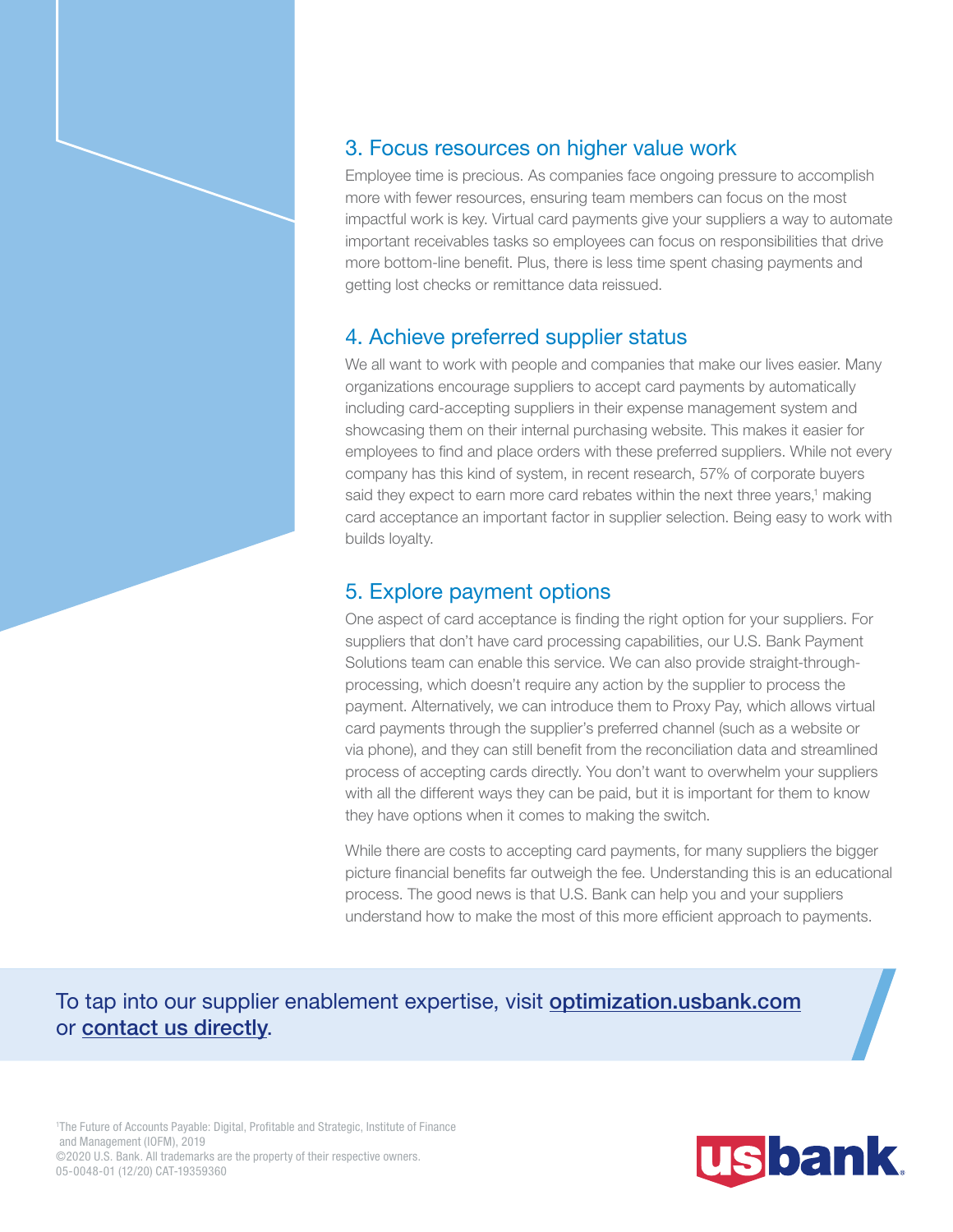## 3. Focus resources on higher value work

Employee time is precious. As companies face ongoing pressure to accomplish more with fewer resources, ensuring team members can focus on the most impactful work is key. Virtual card payments give your suppliers a way to automate important receivables tasks so employees can focus on responsibilities that drive more bottom-line benefit. Plus, there is less time spent chasing payments and getting lost checks or remittance data reissued.

## 4. Achieve preferred supplier status

We all want to work with people and companies that make our lives easier. Many organizations encourage suppliers to accept card payments by automatically including card-accepting suppliers in their expense management system and showcasing them on their internal purchasing website. This makes it easier for employees to find and place orders with these preferred suppliers. While not every company has this kind of system, in recent research, 57% of corporate buyers said they expect to earn more card rebates within the next three years,[1] making card acceptance an important factor in supplier selection. Being easy to work with builds loyalty.

## 5. Explore payment options

One aspect of card acceptance is finding the right option for your suppliers. For suppliers that don't have card processing capabilities, our U.S. Bank Payment Solutions team can enable this service. We can also provide straight-through-processing, which doesn't require any action by the supplier to process the payment. Alternatively, we can introduce them to Proxy Pay, which allows virtual card payments through the supplier's preferred channel (such as a website or via phone), and they can still benefit from the reconciliation data and streamlined process of accepting cards directly. You don't want to overwhelm your suppliers with all the different ways they can be paid, but it is important for them to know they have options when it comes to making the switch.

While there are costs to accepting card payments, for many suppliers the bigger picture financial benefits far outweigh the fee. Understanding this is an educational process. The good news is that U.S. Bank can help you and your suppliers understand how to make the most of this more efficient approach to payments.

To tap into our supplier enablement expertise, visit [optimization.usbank.com](optimization.usbank.com) or [contact us directly](contact us directly).

[1]The Future of Accounts Payable: Digital, Profitable and Strategic, Institute of Finance and Management (IOFM), 2019

©2020 U.S. Bank. All trademarks are the property of their respective owners.

05-0048-01 (12/20) CAT-19359360

usbank